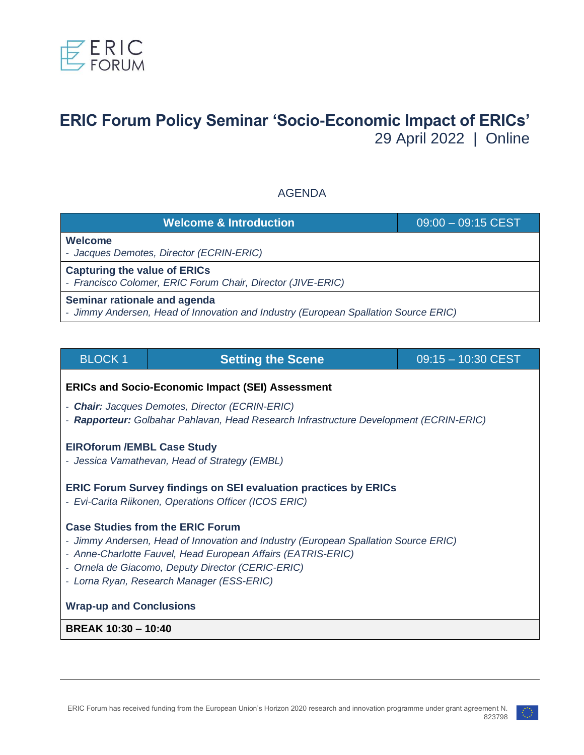ERIC FORUM

# ERIC Forum Policy Seminar 'Socio-Economic Impact of ERICs'

29 April 2022 | Online

## AGENDA

| Welcome & Introduction | 09:00 – 09:15 CEST |
|---|---|
| **Welcome**<br>- *Jacques Demotes, Director (ECRIN-ERIC)* | |
| **Capturing the value of ERICs**<br>- *Francisco Colomer, ERIC Forum Chair, Director (JIVE-ERIC)* | |
| **Seminar rationale and agenda**<br>- *Jimmy Andersen, Head of Innovation and Industry (European Spallation Source ERIC)* | |

| BLOCK 1 | Setting the Scene | 09:15 – 10:30 CEST |
|---|---|---|
| **ERICs and Socio-Economic Impact (SEI) Assessment**<br>- ***Chair:*** *Jacques Demotes, Director (ECRIN-ERIC)*<br>- ***Rapporteur:*** *Golbahar Pahlavan, Head Research Infrastructure Development (ECRIN-ERIC)* | | |
| **EIROforum /EMBL Case Study**<br>- *Jessica Vamathevan, Head of Strategy (EMBL)* | | |
| **ERIC Forum Survey findings on SEI evaluation practices by ERICs**<br>- *Evi-Carita Riikonen, Operations Officer (ICOS ERIC)* | | |
| **Case Studies from the ERIC Forum**<br>- *Jimmy Andersen, Head of Innovation and Industry (European Spallation Source ERIC)*<br>- *Anne-Charlotte Fauvel, Head European Affairs (EATRIS-ERIC)*<br>- *Ornela de Giacomo, Deputy Director (CERIC-ERIC)*<br>- *Lorna Ryan, Research Manager (ESS-ERIC)* | | |
| **Wrap-up and Conclusions** | | |
| **BREAK 10:30 – 10:40** | | |

ERIC Forum has received funding from the European Union's Horizon 2020 research and innovation programme under grant agreement N. 823798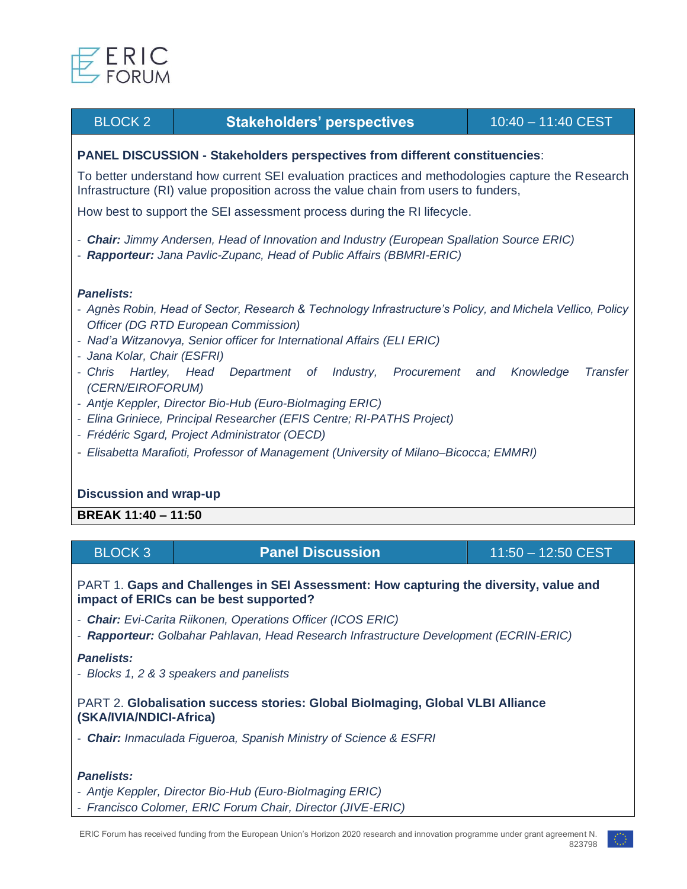| BLOCK 2 | **Stakeholders' perspectives** | 10:40 – 11:40 CEST |
|---|---|---|

**PANEL DISCUSSION - Stakeholders perspectives from different constituencies**:

To better understand how current SEI evaluation practices and methodologies capture the Research Infrastructure (RI) value proposition across the value chain from users to funders,

How best to support the SEI assessment process during the RI lifecycle.

- ***Chair:*** *Jimmy Andersen, Head of Innovation and Industry (European Spallation Source ERIC)*
- ***Rapporteur:*** *Jana Pavlic-Zupanc, Head of Public Affairs (BBMRI-ERIC)*

***Panelists:***

- *Agnès Robin, Head of Sector, Research & Technology Infrastructure's Policy, and Michela Vellico, Policy Officer (DG RTD European Commission)*
- *Nad'a Witzanovya, Senior officer for International Affairs (ELI ERIC)*
- *Jana Kolar, Chair (ESFRI)*
- *Chris Hartley, Head Department of Industry, Procurement and Knowledge Transfer (CERN/EIROFORUM)*
- *Antje Keppler, Director Bio-Hub (Euro-BioImaging ERIC)*
- *Elina Griniece, Principal Researcher (EFIS Centre; RI-PATHS Project)*
- *Frédéric Sgard, Project Administrator (OECD)*
- *Elisabetta Marafioti, Professor of Management (University of Milano–Bicocca; EMMRI)*

**Discussion and wrap-up**

**BREAK 11:40 – 11:50**

| BLOCK 3 | **Panel Discussion** | 11:50 – 12:50 CEST |
|---|---|---|

PART 1. **Gaps and Challenges in SEI Assessment: How capturing the diversity, value and impact of ERICs can be best supported?**

- ***Chair:*** *Evi-Carita Riikonen, Operations Officer (ICOS ERIC)*
- ***Rapporteur:*** *Golbahar Pahlavan, Head Research Infrastructure Development (ECRIN-ERIC)*

***Panelists:***

- *Blocks 1, 2 & 3 speakers and panelists*

PART 2. **Globalisation success stories: Global BioImaging, Global VLBI Alliance (SKA/IVIA/NDICI-Africa)**

- ***Chair:*** *Inmaculada Figueroa, Spanish Ministry of Science & ESFRI*

***Panelists:***

- *Antje Keppler, Director Bio-Hub (Euro-BioImaging ERIC)*
- *Francisco Colomer, ERIC Forum Chair, Director (JIVE-ERIC)*

ERIC Forum has received funding from the European Union's Horizon 2020 research and innovation programme under grant agreement N. 823798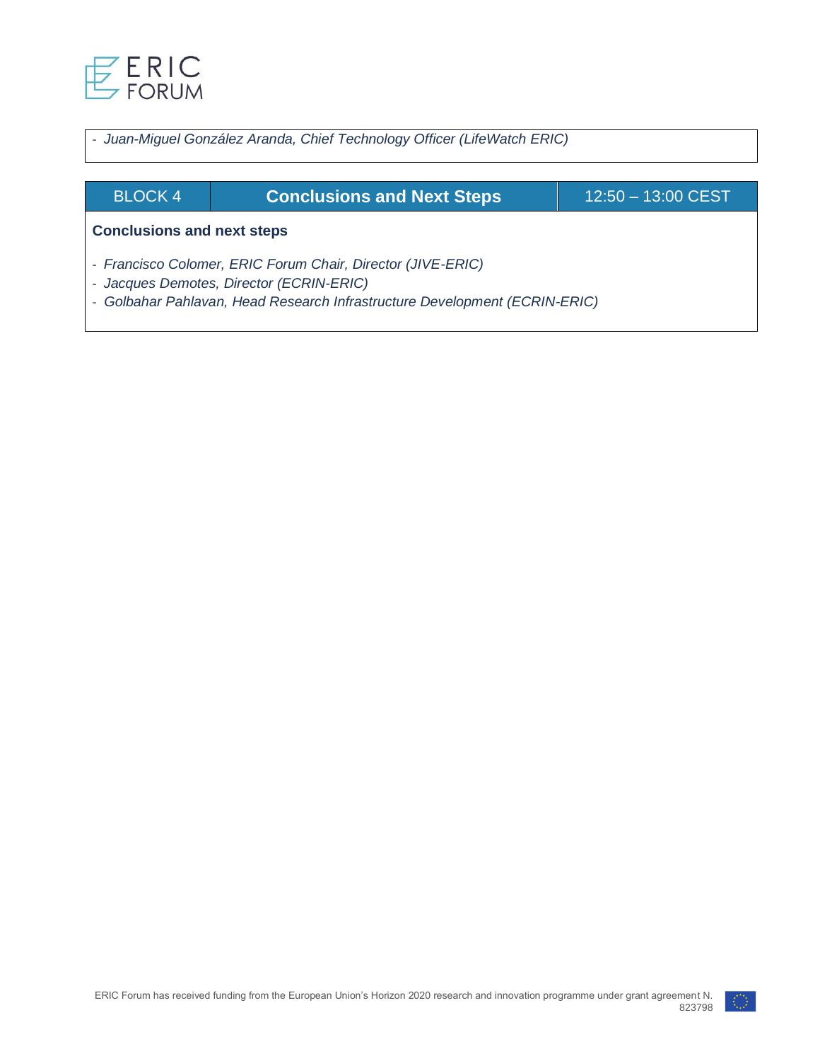- *Juan-Miguel González Aranda, Chief Technology Officer (LifeWatch ERIC)*

| BLOCK 4 | **Conclusions and Next Steps** | 12:50 – 13:00 CEST |
| --- | --- | --- |

**Conclusions and next steps**

- *Francisco Colomer, ERIC Forum Chair, Director (JIVE-ERIC)*
- *Jacques Demotes, Director (ECRIN-ERIC)*
- *Golbahar Pahlavan, Head Research Infrastructure Development (ECRIN-ERIC)*

ERIC Forum has received funding from the European Union's Horizon 2020 research and innovation programme under grant agreement N. 823798